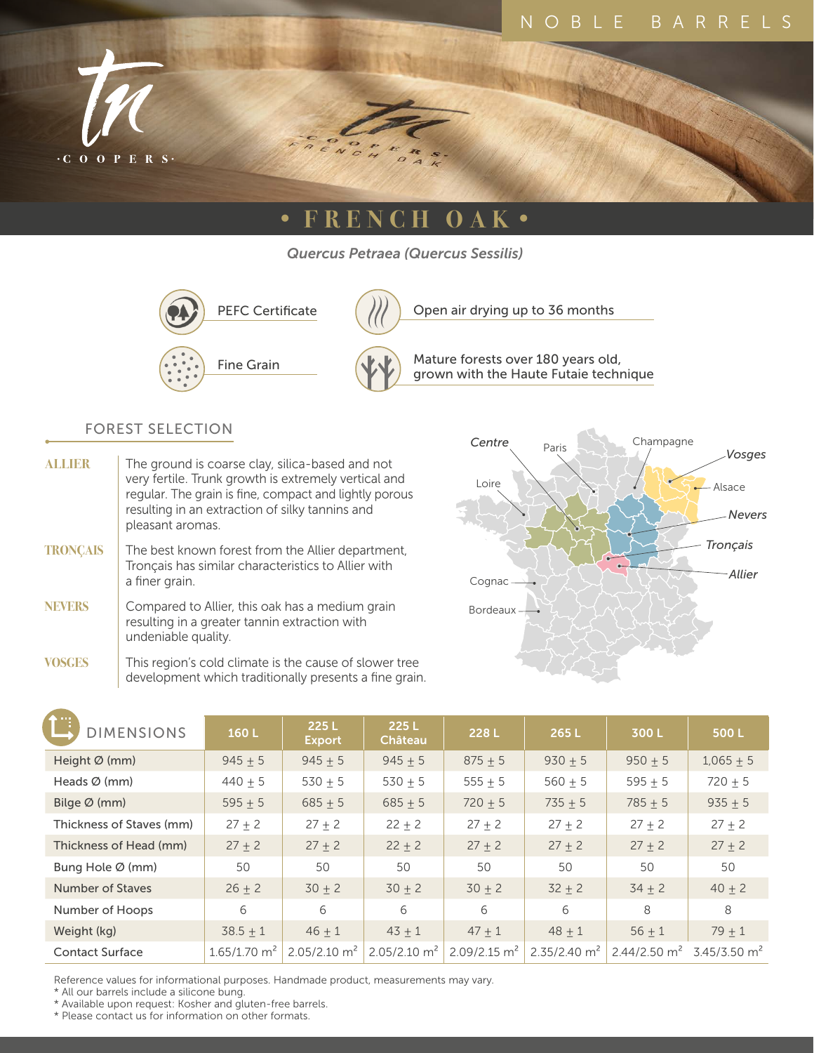NOBLE BARRELS

tn COOPERS

# • FRENCH OAK •

*Quercus Petraea (Quercus Sessilis)*

- PEFC Certificate
- Open air drying up to 36 months
- Fine Grain
- Mature forests over 180 years old, grown with the Haute Futaie technique

## FOREST SELECTION

**ALLIER** — The ground is coarse clay, silica-based and not very fertile. Trunk growth is extremely vertical and regular. The grain is fine, compact and lightly porous resulting in an extraction of silky tannins and pleasant aromas.

**TRONÇAIS** — The best known forest from the Allier department, Tronçais has similar characteristics to Allier with a finer grain.

**NEVERS** — Compared to Allier, this oak has a medium grain resulting in a greater tannin extraction with undeniable quality.

**VOSGES** — This region's cold climate is the cause of slower tree development which traditionally presents a fine grain.

Centre · Paris · Champagne · Vosges · Alsace · Loire · Nevers · Tronçais · Allier · Cognac · Bordeaux

## DIMENSIONS

| DIMENSIONS | 160 L | 225 L Export | 225 L Château | 228 L | 265 L | 300 L | 500 L |
|---|---|---|---|---|---|---|---|
| Height Ø (mm) | 945 ± 5 | 945 ± 5 | 945 ± 5 | 875 ± 5 | 930 ± 5 | 950 ± 5 | 1,065 ± 5 |
| Heads Ø (mm) | 440 ± 5 | 530 ± 5 | 530 ± 5 | 555 ± 5 | 560 ± 5 | 595 ± 5 | 720 ± 5 |
| Bilge Ø (mm) | 595 ± 5 | 685 ± 5 | 685 ± 5 | 720 ± 5 | 735 ± 5 | 785 ± 5 | 935 ± 5 |
| Thickness of Staves (mm) | 27 ± 2 | 27 ± 2 | 22 ± 2 | 27 ± 2 | 27 ± 2 | 27 ± 2 | 27 ± 2 |
| Thickness of Head (mm) | 27 ± 2 | 27 ± 2 | 22 ± 2 | 27 ± 2 | 27 ± 2 | 27 ± 2 | 27 ± 2 |
| Bung Hole Ø (mm) | 50 | 50 | 50 | 50 | 50 | 50 | 50 |
| Number of Staves | 26 ± 2 | 30 ± 2 | 30 ± 2 | 30 ± 2 | 32 ± 2 | 34 ± 2 | 40 ± 2 |
| Number of Hoops | 6 | 6 | 6 | 6 | 6 | 8 | 8 |
| Weight (kg) | 38.5 ± 1 | 46 ± 1 | 43 ± 1 | 47 ± 1 | 48 ± 1 | 56 ± 1 | 79 ± 1 |
| Contact Surface | 1.65/1.70 $m^2$ | 2.05/2.10 $m^2$ | 2.05/2.10 $m^2$ | 2.09/2.15 $m^2$ | 2.35/2.40 $m^2$ | 2.44/2.50 $m^2$ | 3.45/3.50 $m^2$ |

Reference values for informational purposes. Handmade product, measurements may vary.
* All our barrels include a silicone bung.
* Available upon request: Kosher and gluten-free barrels.
* Please contact us for information on other formats.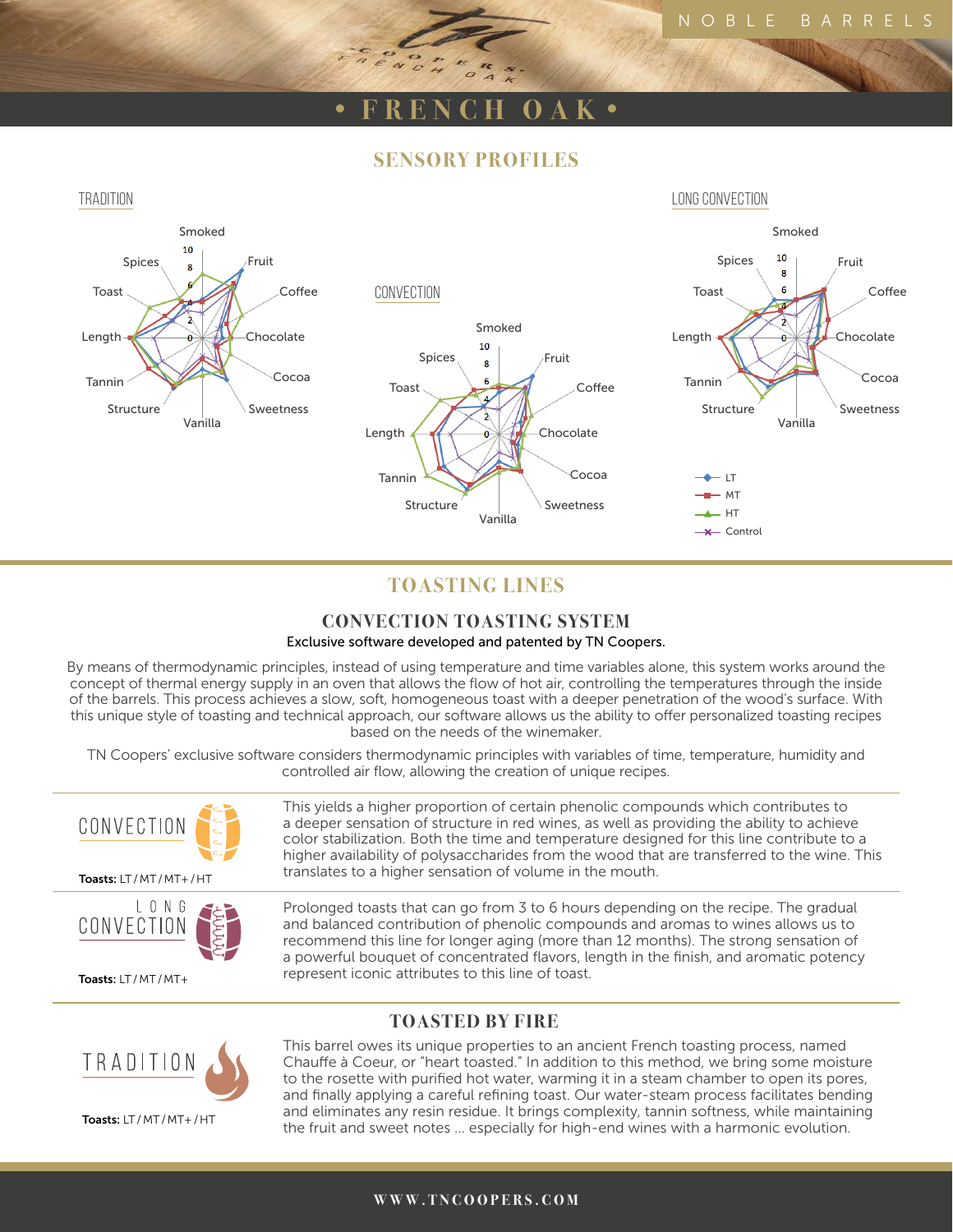NOBLE BARRELS

# • FRENCH OAK •

## SENSORY PROFILES

TRADITION

Smoked
Fruit
Coffee
Chocolate
Cocoa
Sweetness
Vanilla
Structure
Tannin
Length
Toast
Spices
10
8
6
4
2
0

CONVECTION

Smoked
Fruit
Coffee
Chocolate
Cocoa
Sweetness
Vanilla
Structure
Tannin
Length
Toast
Spices
10
8
6
4
2
0

LONG CONVECTION

Smoked
Fruit
Coffee
Chocolate
Cocoa
Sweetness
Vanilla
Structure
Tannin
Length
Toast
Spices
10
8
6
4
2
0

LT
MT
HT
Control

## TOASTING LINES

### CONVECTION TOASTING SYSTEM

Exclusive software developed and patented by TN Coopers.

By means of thermodynamic principles, instead of using temperature and time variables alone, this system works around the concept of thermal energy supply in an oven that allows the flow of hot air, controlling the temperatures through the inside of the barrels. This process achieves a slow, soft, homogeneous toast with a deeper penetration of the wood's surface. With this unique style of toasting and technical approach, our software allows us the ability to offer personalized toasting recipes based on the needs of the winemaker.

TN Coopers' exclusive software considers thermodynamic principles with variables of time, temperature, humidity and controlled air flow, allowing the creation of unique recipes.

**CONVECTION**

**Toasts:** LT / MT / MT+ / HT

This yields a higher proportion of certain phenolic compounds which contributes to a deeper sensation of structure in red wines, as well as providing the ability to achieve color stabilization. Both the time and temperature designed for this line contribute to a higher availability of polysaccharides from the wood that are transferred to the wine. This translates to a higher sensation of volume in the mouth.

**LONG CONVECTION**

**Toasts:** LT / MT / MT+

Prolonged toasts that can go from 3 to 6 hours depending on the recipe. The gradual and balanced contribution of phenolic compounds and aromas to wines allows us to recommend this line for longer aging (more than 12 months). The strong sensation of a powerful bouquet of concentrated flavors, length in the finish, and aromatic potency represent iconic attributes to this line of toast.

### TOASTED BY FIRE

**TRADITION**

**Toasts:** LT / MT / MT+ / HT

This barrel owes its unique properties to an ancient French toasting process, named Chauffe à Coeur, or "heart toasted." In addition to this method, we bring some moisture to the rosette with purified hot water, warming it in a steam chamber to open its pores, and finally applying a careful refining toast. Our water-steam process facilitates bending and eliminates any resin residue. It brings complexity, tannin softness, while maintaining the fruit and sweet notes ... especially for high-end wines with a harmonic evolution.

WWW.TNCOOPERS.COM